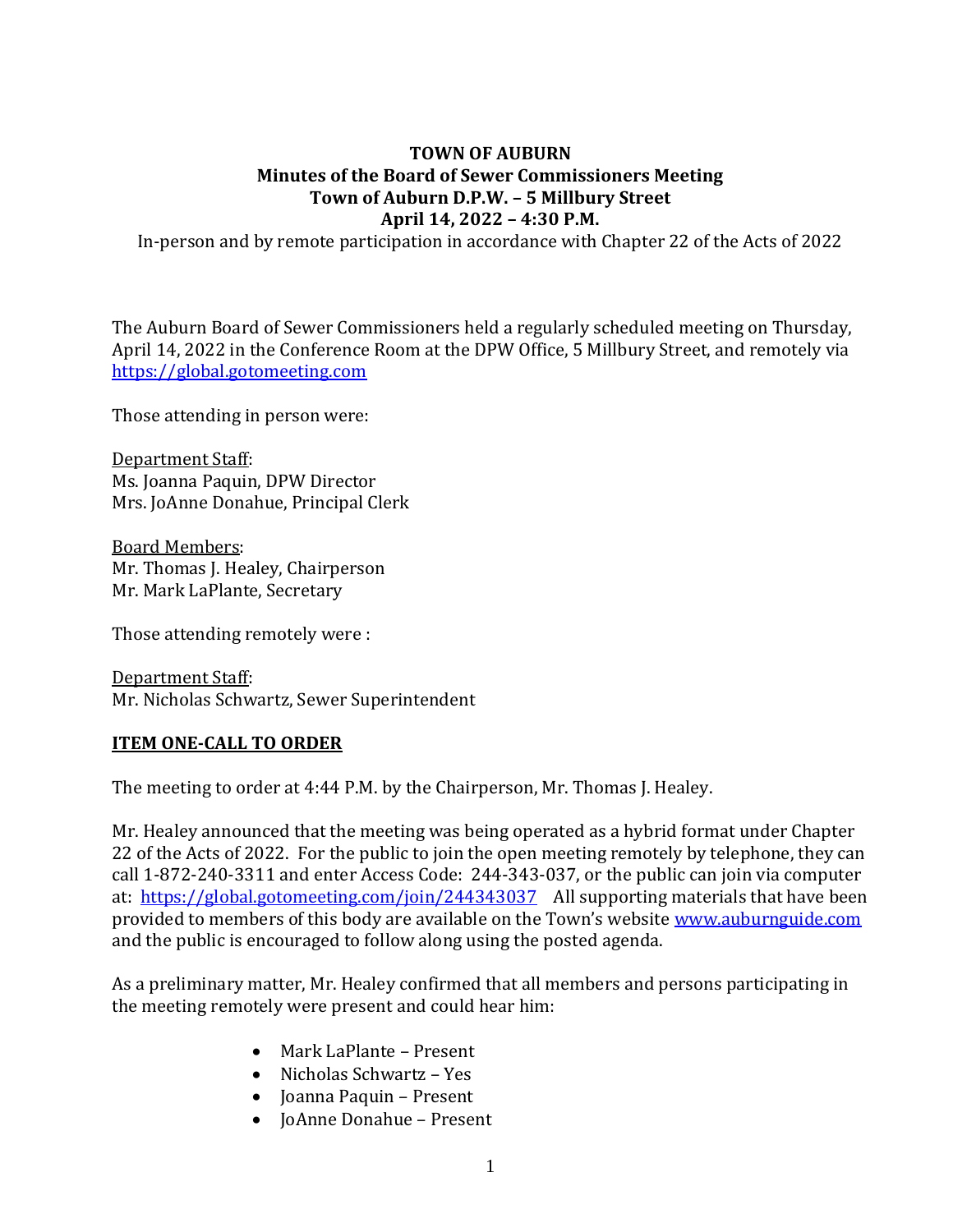# TOWN OF AUBURN
## Minutes of the Board of Sewer Commissioners Meeting
## Town of Auburn D.P.W. – 5 Millbury Street
## April 14, 2022 – 4:30 P.M.

In-person and by remote participation in accordance with Chapter 22 of the Acts of 2022

The Auburn Board of Sewer Commissioners held a regularly scheduled meeting on Thursday, April 14, 2022 in the Conference Room at the DPW Office, 5 Millbury Street, and remotely via https://global.gotomeeting.com

Those attending in person were:

Department Staff:
Ms. Joanna Paquin, DPW Director
Mrs. JoAnne Donahue, Principal Clerk

Board Members:
Mr. Thomas J. Healey, Chairperson
Mr. Mark LaPlante, Secretary

Those attending remotely were :

Department Staff:
Mr. Nicholas Schwartz, Sewer Superintendent

**ITEM ONE-CALL TO ORDER**

The meeting to order at 4:44 P.M. by the Chairperson, Mr. Thomas J. Healey.

Mr. Healey announced that the meeting was being operated as a hybrid format under Chapter 22 of the Acts of 2022. For the public to join the open meeting remotely by telephone, they can call 1-872-240-3311 and enter Access Code: 244-343-037, or the public can join via computer at: https://global.gotomeeting.com/join/244343037 All supporting materials that have been provided to members of this body are available on the Town's website www.auburnguide.com and the public is encouraged to follow along using the posted agenda.

As a preliminary matter, Mr. Healey confirmed that all members and persons participating in the meeting remotely were present and could hear him:

- Mark LaPlante – Present
- Nicholas Schwartz – Yes
- Joanna Paquin – Present
- JoAnne Donahue – Present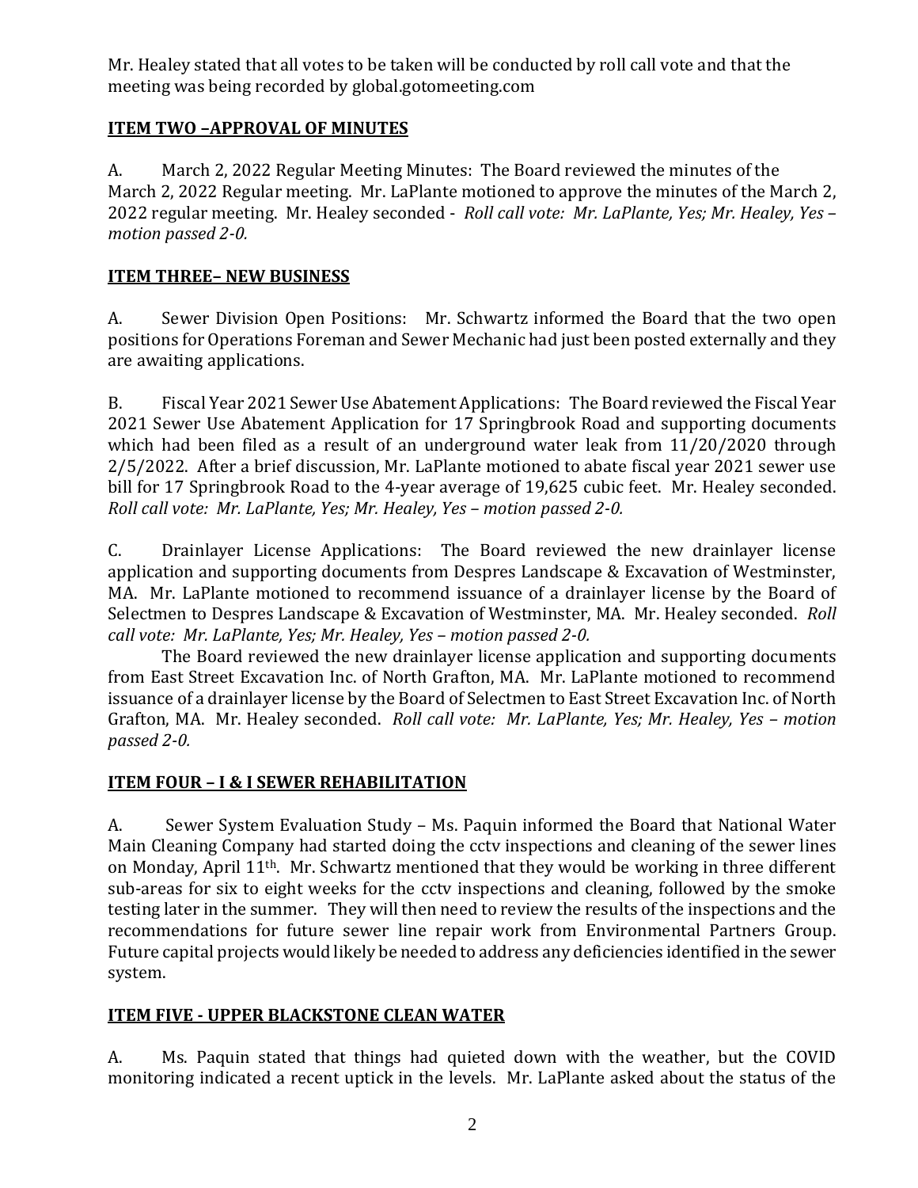Mr. Healey stated that all votes to be taken will be conducted by roll call vote and that the meeting was being recorded by global.gotomeeting.com

## ITEM TWO –APPROVAL OF MINUTES

A. March 2, 2022 Regular Meeting Minutes: The Board reviewed the minutes of the March 2, 2022 Regular meeting. Mr. LaPlante motioned to approve the minutes of the March 2, 2022 regular meeting. Mr. Healey seconded - *Roll call vote: Mr. LaPlante, Yes; Mr. Healey, Yes – motion passed 2-0.*

## ITEM THREE– NEW BUSINESS

A. Sewer Division Open Positions: Mr. Schwartz informed the Board that the two open positions for Operations Foreman and Sewer Mechanic had just been posted externally and they are awaiting applications.

B. Fiscal Year 2021 Sewer Use Abatement Applications: The Board reviewed the Fiscal Year 2021 Sewer Use Abatement Application for 17 Springbrook Road and supporting documents which had been filed as a result of an underground water leak from 11/20/2020 through 2/5/2022. After a brief discussion, Mr. LaPlante motioned to abate fiscal year 2021 sewer use bill for 17 Springbrook Road to the 4-year average of 19,625 cubic feet. Mr. Healey seconded. *Roll call vote: Mr. LaPlante, Yes; Mr. Healey, Yes – motion passed 2-0.*

C. Drainlayer License Applications: The Board reviewed the new drainlayer license application and supporting documents from Despres Landscape & Excavation of Westminster, MA. Mr. LaPlante motioned to recommend issuance of a drainlayer license by the Board of Selectmen to Despres Landscape & Excavation of Westminster, MA. Mr. Healey seconded. *Roll call vote: Mr. LaPlante, Yes; Mr. Healey, Yes – motion passed 2-0.*

The Board reviewed the new drainlayer license application and supporting documents from East Street Excavation Inc. of North Grafton, MA. Mr. LaPlante motioned to recommend issuance of a drainlayer license by the Board of Selectmen to East Street Excavation Inc. of North Grafton, MA. Mr. Healey seconded. *Roll call vote: Mr. LaPlante, Yes; Mr. Healey, Yes – motion passed 2-0.*

## ITEM FOUR – I & I SEWER REHABILITATION

A. Sewer System Evaluation Study – Ms. Paquin informed the Board that National Water Main Cleaning Company had started doing the cctv inspections and cleaning of the sewer lines on Monday, April 11th. Mr. Schwartz mentioned that they would be working in three different sub-areas for six to eight weeks for the cctv inspections and cleaning, followed by the smoke testing later in the summer. They will then need to review the results of the inspections and the recommendations for future sewer line repair work from Environmental Partners Group. Future capital projects would likely be needed to address any deficiencies identified in the sewer system.

## ITEM FIVE - UPPER BLACKSTONE CLEAN WATER

A. Ms. Paquin stated that things had quieted down with the weather, but the COVID monitoring indicated a recent uptick in the levels. Mr. LaPlante asked about the status of the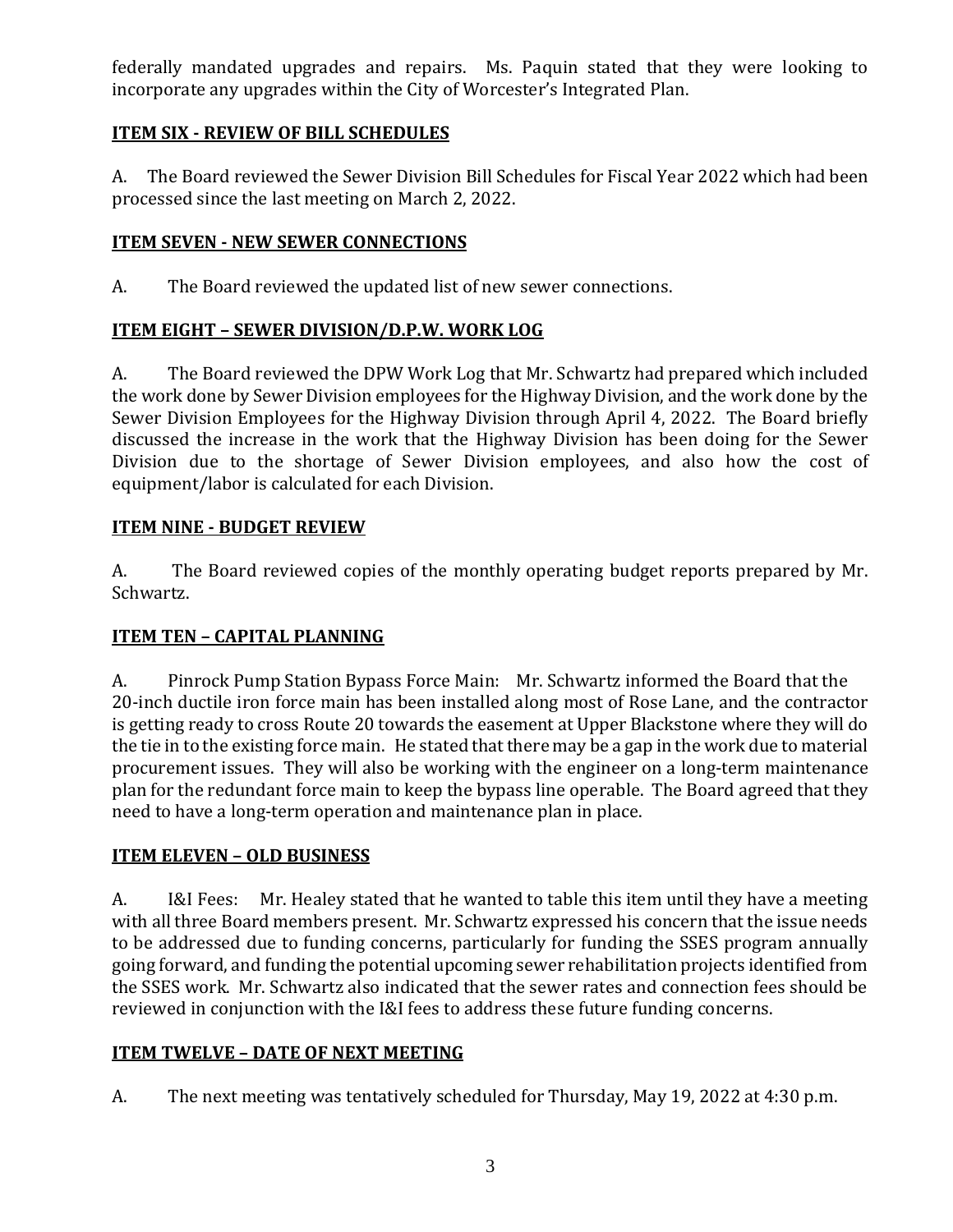federally mandated upgrades and repairs. Ms. Paquin stated that they were looking to incorporate any upgrades within the City of Worcester's Integrated Plan.

## ITEM SIX - REVIEW OF BILL SCHEDULES

A. The Board reviewed the Sewer Division Bill Schedules for Fiscal Year 2022 which had been processed since the last meeting on March 2, 2022.

## ITEM SEVEN - NEW SEWER CONNECTIONS

A. The Board reviewed the updated list of new sewer connections.

## ITEM EIGHT – SEWER DIVISION/D.P.W. WORK LOG

A. The Board reviewed the DPW Work Log that Mr. Schwartz had prepared which included the work done by Sewer Division employees for the Highway Division, and the work done by the Sewer Division Employees for the Highway Division through April 4, 2022. The Board briefly discussed the increase in the work that the Highway Division has been doing for the Sewer Division due to the shortage of Sewer Division employees, and also how the cost of equipment/labor is calculated for each Division.

## ITEM NINE - BUDGET REVIEW

A. The Board reviewed copies of the monthly operating budget reports prepared by Mr. Schwartz.

## ITEM TEN – CAPITAL PLANNING

A. Pinrock Pump Station Bypass Force Main: Mr. Schwartz informed the Board that the 20-inch ductile iron force main has been installed along most of Rose Lane, and the contractor is getting ready to cross Route 20 towards the easement at Upper Blackstone where they will do the tie in to the existing force main. He stated that there may be a gap in the work due to material procurement issues. They will also be working with the engineer on a long-term maintenance plan for the redundant force main to keep the bypass line operable. The Board agreed that they need to have a long-term operation and maintenance plan in place.

## ITEM ELEVEN – OLD BUSINESS

A. I&I Fees: Mr. Healey stated that he wanted to table this item until they have a meeting with all three Board members present. Mr. Schwartz expressed his concern that the issue needs to be addressed due to funding concerns, particularly for funding the SSES program annually going forward, and funding the potential upcoming sewer rehabilitation projects identified from the SSES work. Mr. Schwartz also indicated that the sewer rates and connection fees should be reviewed in conjunction with the I&I fees to address these future funding concerns.

## ITEM TWELVE – DATE OF NEXT MEETING

A. The next meeting was tentatively scheduled for Thursday, May 19, 2022 at 4:30 p.m.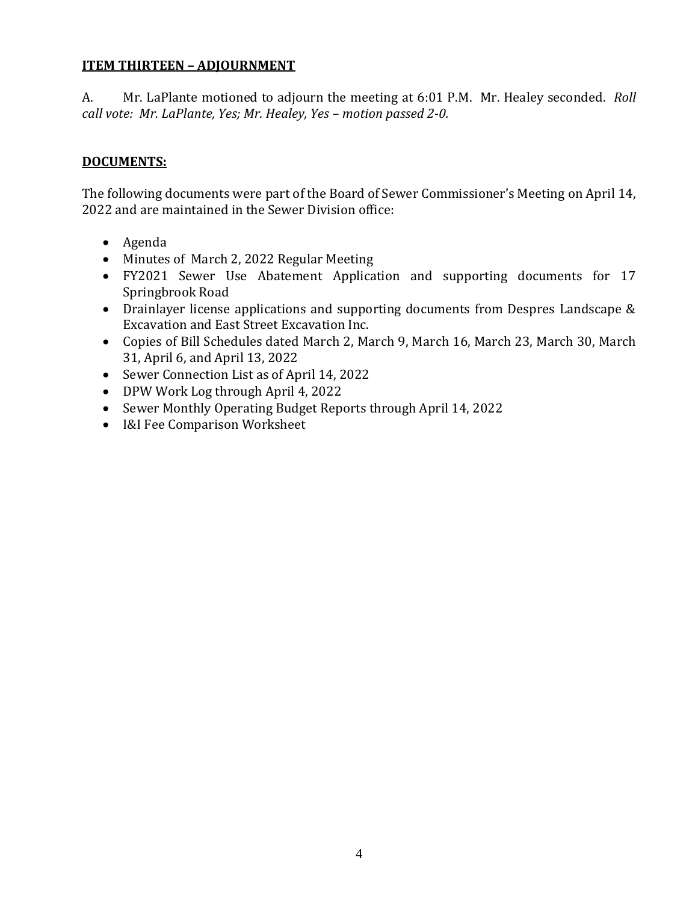**ITEM THIRTEEN – ADJOURNMENT**

A. Mr. LaPlante motioned to adjourn the meeting at 6:01 P.M. Mr. Healey seconded. *Roll call vote: Mr. LaPlante, Yes; Mr. Healey, Yes – motion passed 2-0.*

**DOCUMENTS:**

The following documents were part of the Board of Sewer Commissioner's Meeting on April 14, 2022 and are maintained in the Sewer Division office:

- Agenda
- Minutes of March 2, 2022 Regular Meeting
- FY2021 Sewer Use Abatement Application and supporting documents for 17 Springbrook Road
- Drainlayer license applications and supporting documents from Despres Landscape & Excavation and East Street Excavation Inc.
- Copies of Bill Schedules dated March 2, March 9, March 16, March 23, March 30, March 31, April 6, and April 13, 2022
- Sewer Connection List as of April 14, 2022
- DPW Work Log through April 4, 2022
- Sewer Monthly Operating Budget Reports through April 14, 2022
- I&I Fee Comparison Worksheet